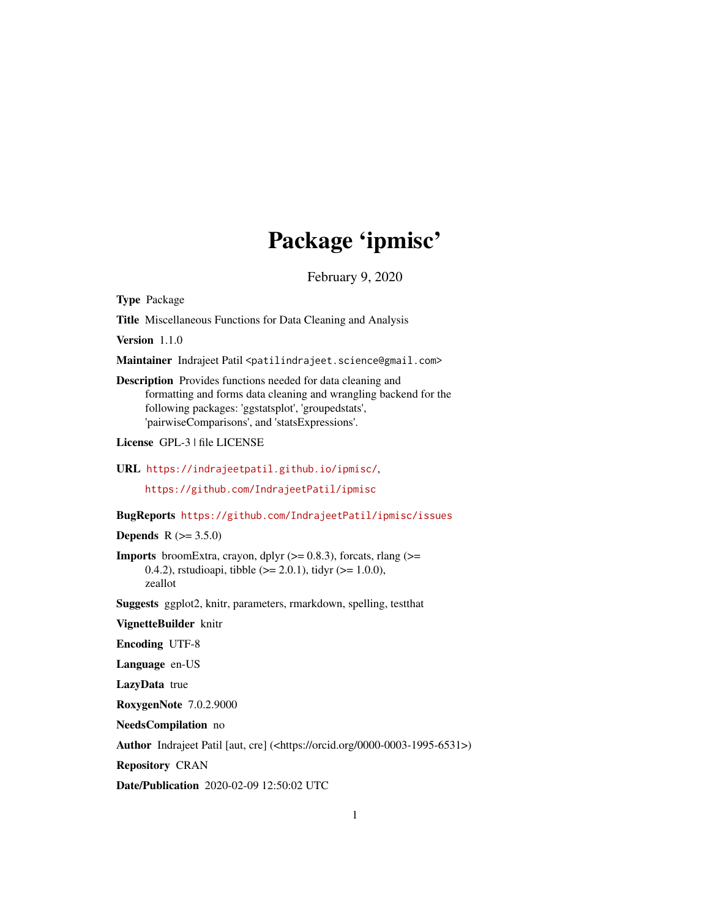# Package 'ipmisc'

February 9, 2020

**Type** Package

**Title** Miscellaneous Functions for Data Cleaning and Analysis

**Version** 1.1.0

**Maintainer** Indrajeet Patil <patilindrajeet.science@gmail.com>

**Description** Provides functions needed for data cleaning and formatting and forms data cleaning and wrangling backend for the following packages: 'ggstatsplot', 'groupedstats', 'pairwiseComparisons', and 'statsExpressions'.

**License** GPL-3 | file LICENSE

**URL** https://indrajeetpatil.github.io/ipmisc/, https://github.com/IndrajeetPatil/ipmisc

**BugReports** https://github.com/IndrajeetPatil/ipmisc/issues

**Depends** R (>= 3.5.0)

**Imports** broomExtra, crayon, dplyr (>= 0.8.3), forcats, rlang (>= 0.4.2), rstudioapi, tibble (>= 2.0.1), tidyr (>= 1.0.0), zeallot

**Suggests** ggplot2, knitr, parameters, rmarkdown, spelling, testthat

**VignetteBuilder** knitr

**Encoding** UTF-8

**Language** en-US

**LazyData** true

**RoxygenNote** 7.0.2.9000

**NeedsCompilation** no

**Author** Indrajeet Patil [aut, cre] (<https://orcid.org/0000-0003-1995-6531>)

**Repository** CRAN

**Date/Publication** 2020-02-09 12:50:02 UTC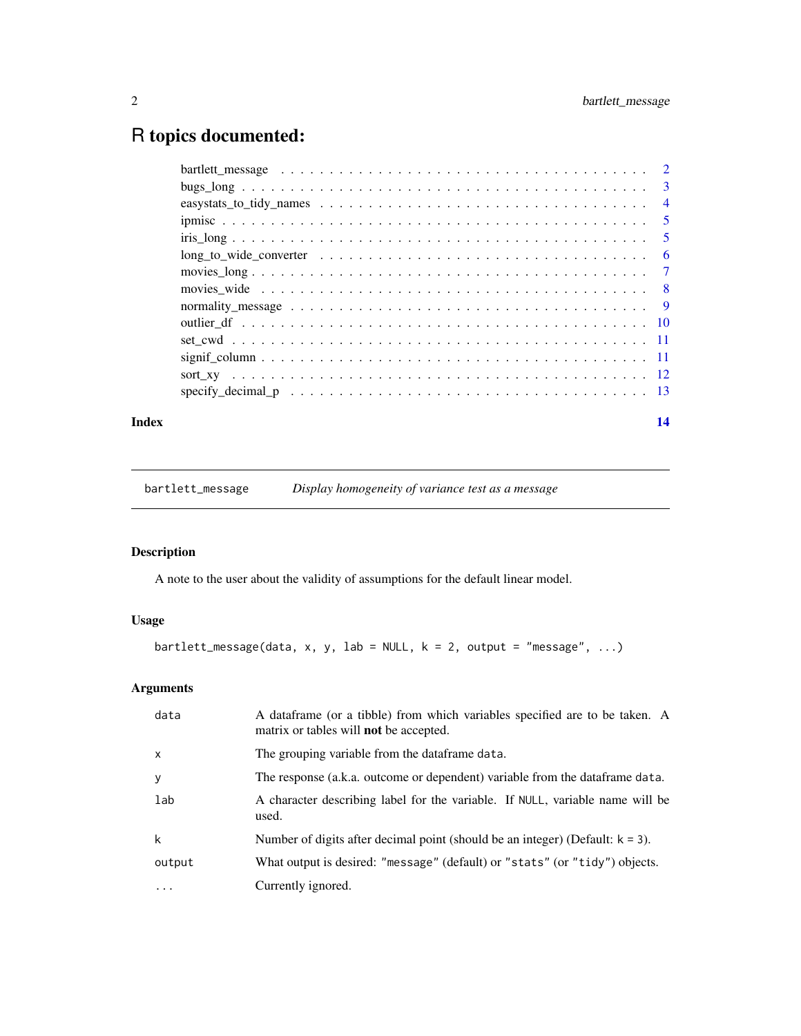# R topics documented:

| | |
|---|---|
| bartlett_message | 2 |
| bugs_long | 3 |
| easystats_to_tidy_names | 4 |
| ipmisc | 5 |
| iris_long | 5 |
| long_to_wide_converter | 6 |
| movies_long | 7 |
| movies_wide | 8 |
| normality_message | 9 |
| outlier_df | 10 |
| set_cwd | 11 |
| signif_column | 11 |
| sort_xy | 12 |
| specify_decimal_p | 13 |

**Index** 14

---

`bartlett_message` *Display homogeneity of variance test as a message*

---

## Description

A note to the user about the validity of assumptions for the default linear model.

## Usage

```
bartlett_message(data, x, y, lab = NULL, k = 2, output = "message", ...)
```

## Arguments

| | |
|---|---|
| `data` | A dataframe (or a tibble) from which variables specified are to be taken. A matrix or tables will **not** be accepted. |
| `x` | The grouping variable from the dataframe `data`. |
| `y` | The response (a.k.a. outcome or dependent) variable from the dataframe `data`. |
| `lab` | A character describing label for the variable. If `NULL`, variable name will be used. |
| `k` | Number of digits after decimal point (should be an integer) (Default: `k = 3`). |
| `output` | What output is desired: `"message"` (default) or `"stats"` (or `"tidy"`) objects. |
| `...` | Currently ignored. |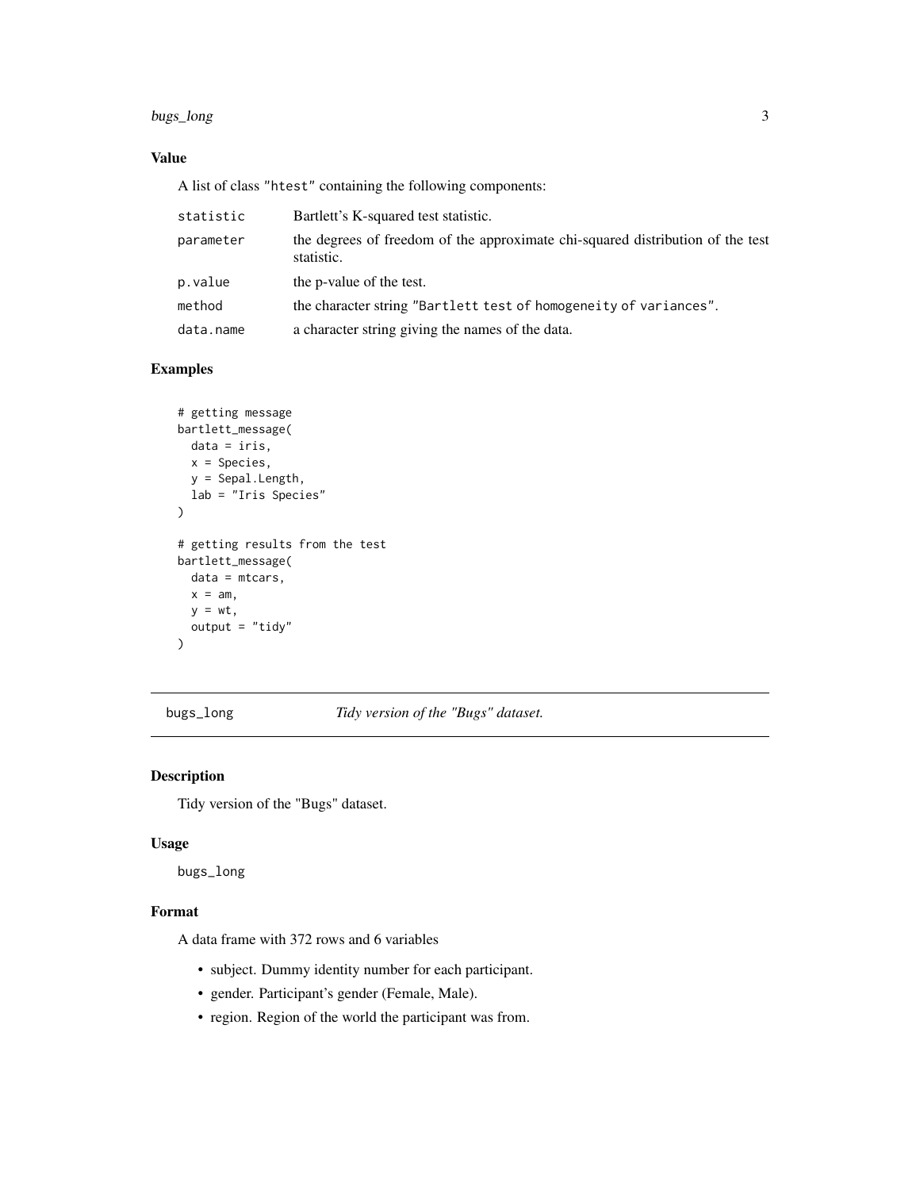### Value

A list of class "htest" containing the following components:

| | |
|---|---|
| statistic | Bartlett's K-squared test statistic. |
| parameter | the degrees of freedom of the approximate chi-squared distribution of the test statistic. |
| p.value | the p-value of the test. |
| method | the character string "Bartlett test of homogeneity of variances". |
| data.name | a character string giving the names of the data. |

### Examples

```
# getting message
bartlett_message(
  data = iris,
  x = Species,
  y = Sepal.Length,
  lab = "Iris Species"
)

# getting results from the test
bartlett_message(
  data = mtcars,
  x = am,
  y = wt,
  output = "tidy"
)
```

---

## bugs_long — *Tidy version of the "Bugs" dataset.*

---

### Description

Tidy version of the "Bugs" dataset.

### Usage

```
bugs_long
```

### Format

A data frame with 372 rows and 6 variables

- subject. Dummy identity number for each participant.
- gender. Participant's gender (Female, Male).
- region. Region of the world the participant was from.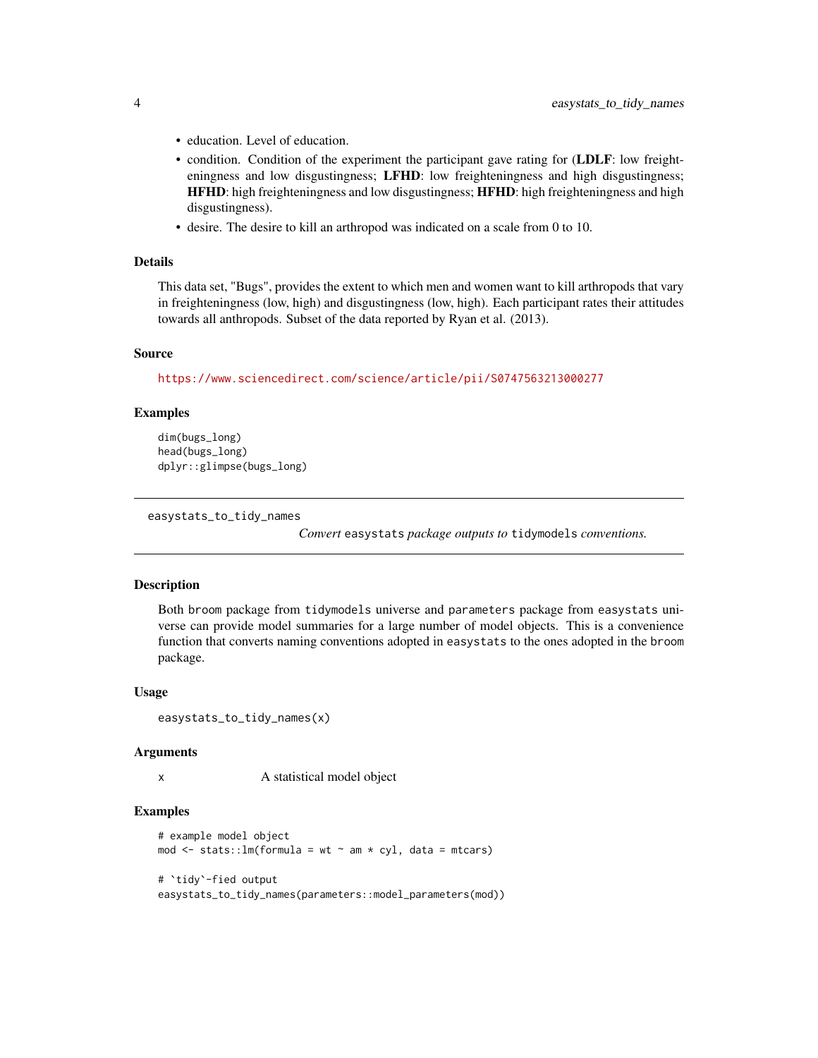- education. Level of education.
- condition. Condition of the experiment the participant gave rating for (**LDLF**: low freighteningness and low disgustingness; **LFHD**: low freighteningness and high disgustingness; **HFHD**: high freighteningness and low disgustingness; **HFHD**: high freighteningness and high disgustingness).
- desire. The desire to kill an arthropod was indicated on a scale from 0 to 10.

### Details

This data set, "Bugs", provides the extent to which men and women want to kill arthropods that vary in freighteningness (low, high) and disgustingness (low, high). Each participant rates their attitudes towards all anthropods. Subset of the data reported by Ryan et al. (2013).

### Source

https://www.sciencedirect.com/science/article/pii/S0747563213000277

### Examples

```
dim(bugs_long)
head(bugs_long)
dplyr::glimpse(bugs_long)
```

---

## easystats_to_tidy_names

*Convert `easystats` package outputs to `tidymodels` conventions.*

### Description

Both `broom` package from `tidymodels` universe and `parameters` package from `easystats` universe can provide model summaries for a large number of model objects. This is a convenience function that converts naming conventions adopted in `easystats` to the ones adopted in the `broom` package.

### Usage

```
easystats_to_tidy_names(x)
```

### Arguments

| | |
|---|---|
| x | A statistical model object |

### Examples

```
# example model object
mod <- stats::lm(formula = wt ~ am * cyl, data = mtcars)

# `tidy`-fied output
easystats_to_tidy_names(parameters::model_parameters(mod))
```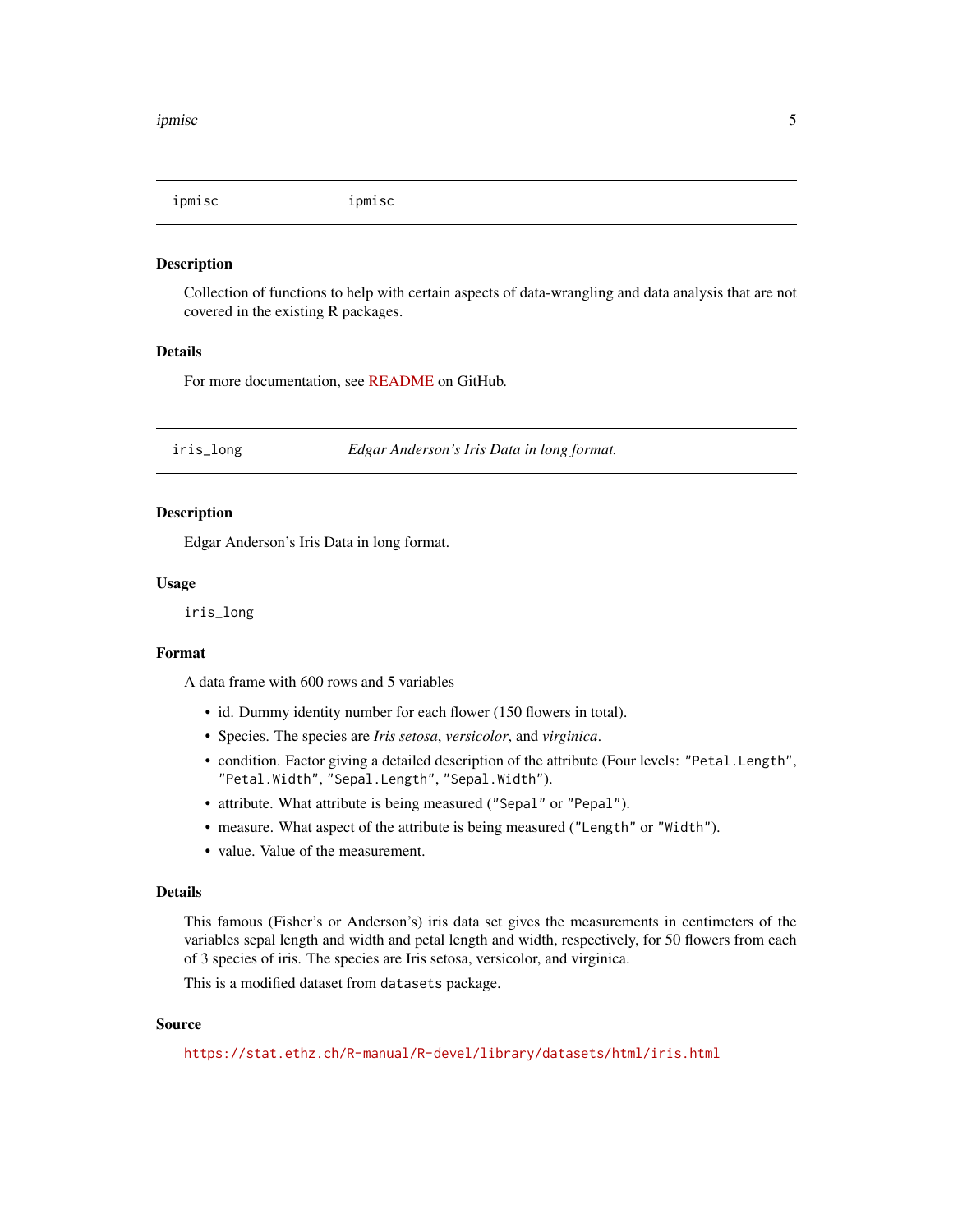## ipmisc — ipmisc

### Description

Collection of functions to help with certain aspects of data-wrangling and data analysis that are not covered in the existing R packages.

### Details

For more documentation, see README on GitHub.

## iris_long — *Edgar Anderson's Iris Data in long format.*

### Description

Edgar Anderson's Iris Data in long format.

### Usage

```
iris_long
```

### Format

A data frame with 600 rows and 5 variables

- id. Dummy identity number for each flower (150 flowers in total).
- Species. The species are *Iris setosa*, *versicolor*, and *virginica*.
- condition. Factor giving a detailed description of the attribute (Four levels: `"Petal.Length"`, `"Petal.Width"`, `"Sepal.Length"`, `"Sepal.Width"`).
- attribute. What attribute is being measured (`"Sepal"` or `"Pepal"`).
- measure. What aspect of the attribute is being measured (`"Length"` or `"Width"`).
- value. Value of the measurement.

### Details

This famous (Fisher's or Anderson's) iris data set gives the measurements in centimeters of the variables sepal length and width and petal length and width, respectively, for 50 flowers from each of 3 species of iris. The species are Iris setosa, versicolor, and virginica.

This is a modified dataset from `datasets` package.

### Source

https://stat.ethz.ch/R-manual/R-devel/library/datasets/html/iris.html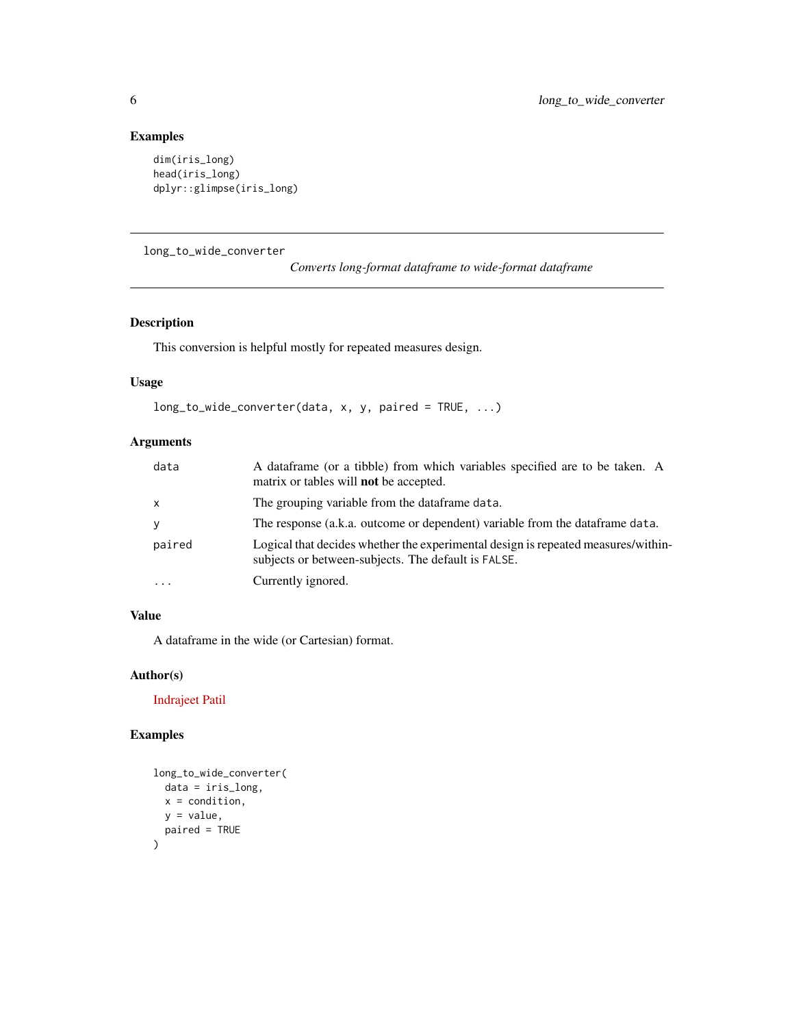## Examples

```
dim(iris_long)
head(iris_long)
dplyr::glimpse(iris_long)
```

---

# long_to_wide_converter

*Converts long-format dataframe to wide-format dataframe*

---

## Description

This conversion is helpful mostly for repeated measures design.

## Usage

```
long_to_wide_converter(data, x, y, paired = TRUE, ...)
```

## Arguments

| | |
|---|---|
| `data` | A dataframe (or a tibble) from which variables specified are to be taken. A matrix or tables will **not** be accepted. |
| `x` | The grouping variable from the dataframe `data`. |
| `y` | The response (a.k.a. outcome or dependent) variable from the dataframe `data`. |
| `paired` | Logical that decides whether the experimental design is repeated measures/within-subjects or between-subjects. The default is `FALSE`. |
| `...` | Currently ignored. |

## Value

A dataframe in the wide (or Cartesian) format.

## Author(s)

Indrajeet Patil

## Examples

```
long_to_wide_converter(
  data = iris_long,
  x = condition,
  y = value,
  paired = TRUE
)
```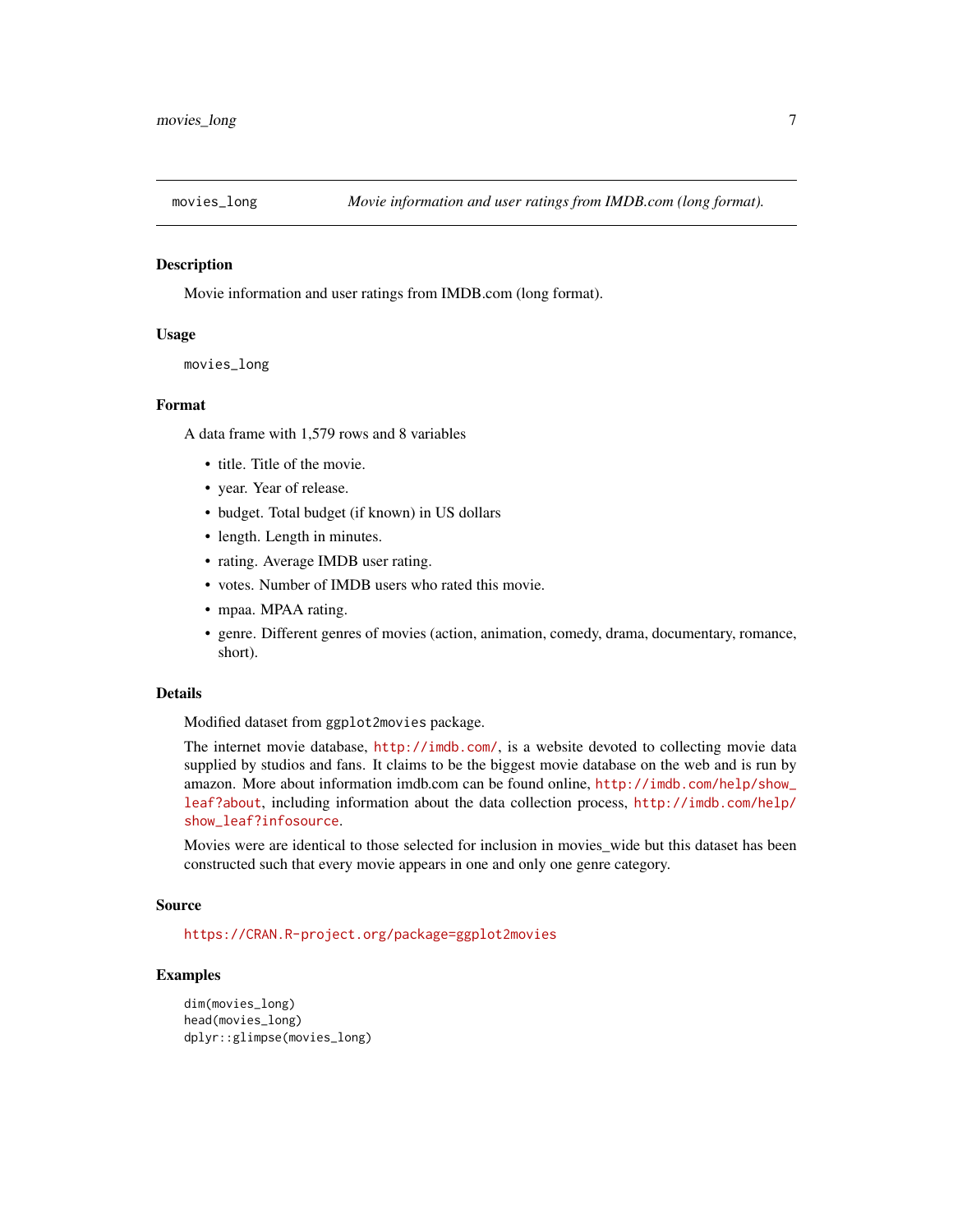movies_long    *Movie information and user ratings from IMDB.com (long format).*

### Description

Movie information and user ratings from IMDB.com (long format).

### Usage

```
movies_long
```

### Format

A data frame with 1,579 rows and 8 variables

- title. Title of the movie.
- year. Year of release.
- budget. Total budget (if known) in US dollars
- length. Length in minutes.
- rating. Average IMDB user rating.
- votes. Number of IMDB users who rated this movie.
- mpaa. MPAA rating.
- genre. Different genres of movies (action, animation, comedy, drama, documentary, romance, short).

### Details

Modified dataset from `ggplot2movies` package.

The internet movie database, http://imdb.com/, is a website devoted to collecting movie data supplied by studios and fans. It claims to be the biggest movie database on the web and is run by amazon. More about information imdb.com can be found online, http://imdb.com/help/show_leaf?about, including information about the data collection process, http://imdb.com/help/show_leaf?infosource.

Movies were are identical to those selected for inclusion in movies_wide but this dataset has been constructed such that every movie appears in one and only one genre category.

### Source

https://CRAN.R-project.org/package=ggplot2movies

### Examples

```
dim(movies_long)
head(movies_long)
dplyr::glimpse(movies_long)
```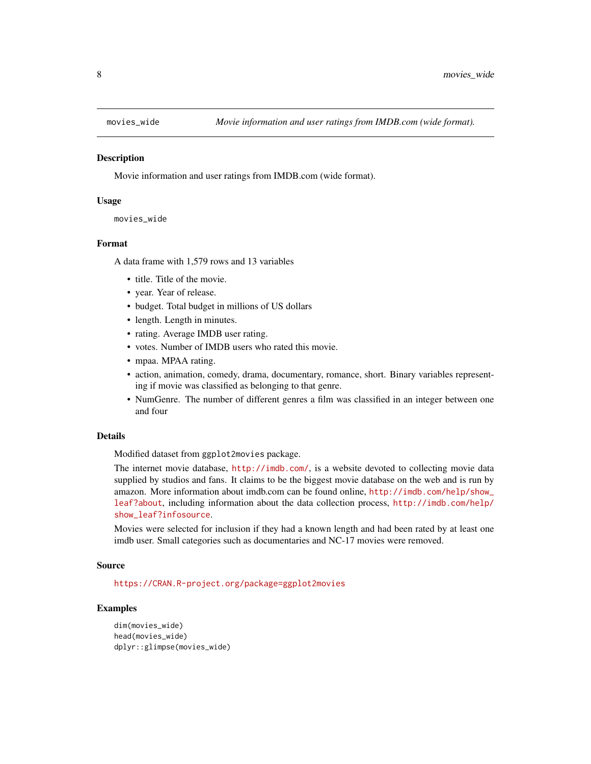## movies_wide — *Movie information and user ratings from IMDB.com (wide format).*

### Description

Movie information and user ratings from IMDB.com (wide format).

### Usage

```
movies_wide
```

### Format

A data frame with 1,579 rows and 13 variables

- title. Title of the movie.
- year. Year of release.
- budget. Total budget in millions of US dollars
- length. Length in minutes.
- rating. Average IMDB user rating.
- votes. Number of IMDB users who rated this movie.
- mpaa. MPAA rating.
- action, animation, comedy, drama, documentary, romance, short. Binary variables representing if movie was classified as belonging to that genre.
- NumGenre. The number of different genres a film was classified in an integer between one and four

### Details

Modified dataset from `ggplot2movies` package.

The internet movie database, http://imdb.com/, is a website devoted to collecting movie data supplied by studios and fans. It claims to be the biggest movie database on the web and is run by amazon. More information about imdb.com can be found online, http://imdb.com/help/show_leaf?about, including information about the data collection process, http://imdb.com/help/show_leaf?infosource.

Movies were selected for inclusion if they had a known length and had been rated by at least one imdb user. Small categories such as documentaries and NC-17 movies were removed.

### Source

https://CRAN.R-project.org/package=ggplot2movies

### Examples

```
dim(movies_wide)
head(movies_wide)
dplyr::glimpse(movies_wide)
```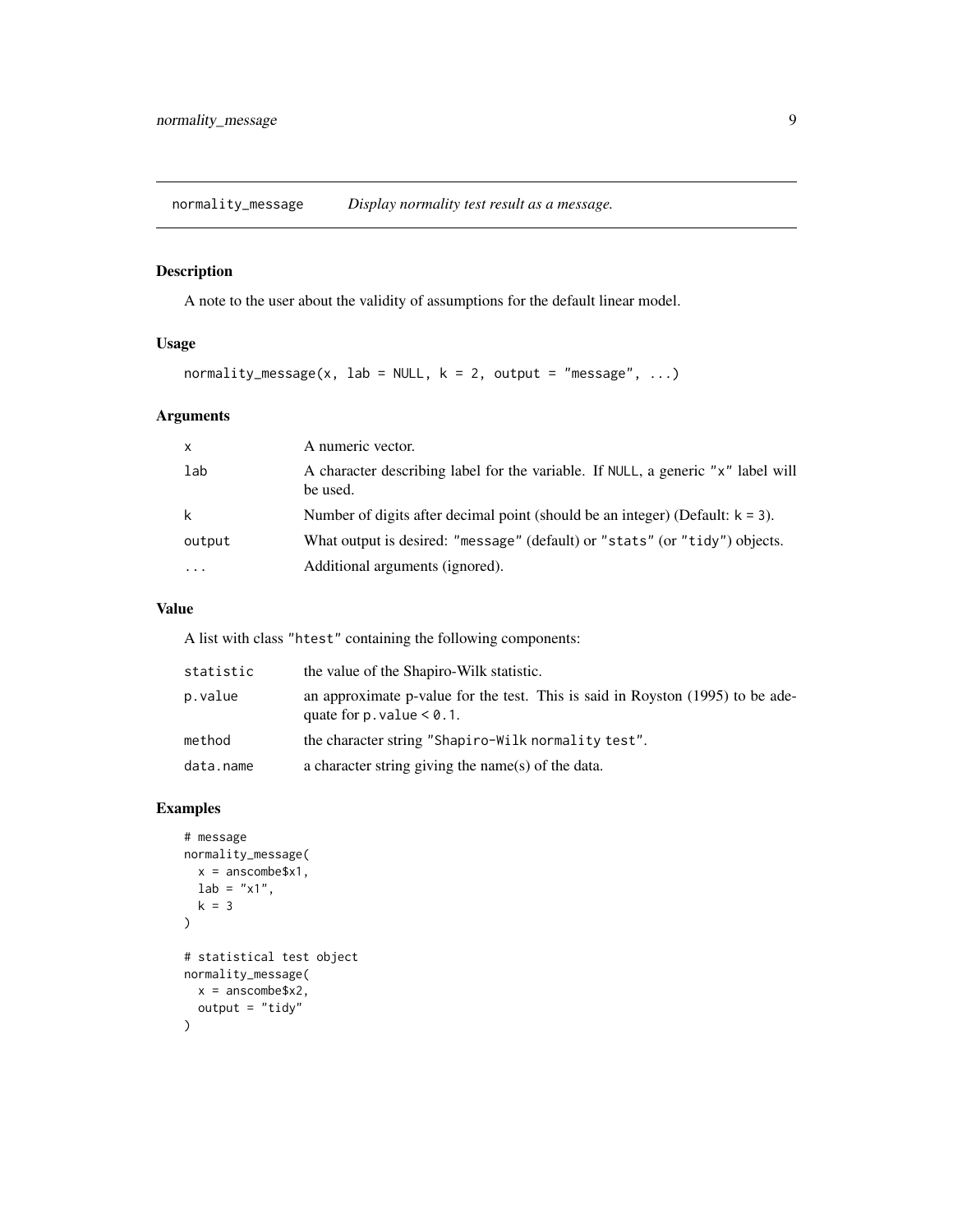# normality_message — *Display normality test result as a message.*

## Description

A note to the user about the validity of assumptions for the default linear model.

## Usage

```
normality_message(x, lab = NULL, k = 2, output = "message", ...)
```

## Arguments

| | |
|---|---|
| x | A numeric vector. |
| lab | A character describing label for the variable. If NULL, a generic "x" label will be used. |
| k | Number of digits after decimal point (should be an integer) (Default: k = 3). |
| output | What output is desired: "message" (default) or "stats" (or "tidy") objects. |
| ... | Additional arguments (ignored). |

## Value

A list with class "htest" containing the following components:

| | |
|---|---|
| statistic | the value of the Shapiro-Wilk statistic. |
| p.value | an approximate p-value for the test. This is said in Royston (1995) to be adequate for p.value < 0.1. |
| method | the character string "Shapiro-Wilk normality test". |
| data.name | a character string giving the name(s) of the data. |

## Examples

```
# message
normality_message(
  x = anscombe$x1,
  lab = "x1",
  k = 3
)

# statistical test object
normality_message(
  x = anscombe$x2,
  output = "tidy"
)
```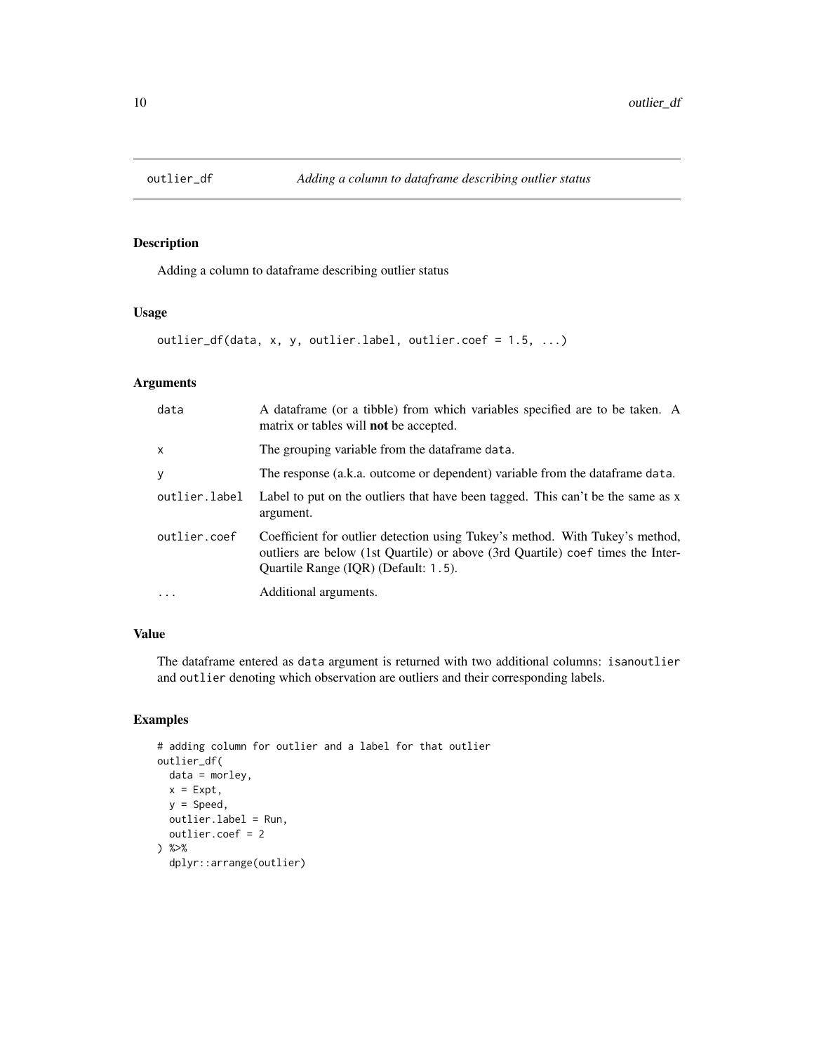# outlier_df

*Adding a column to dataframe describing outlier status*

## Description

Adding a column to dataframe describing outlier status

## Usage

```
outlier_df(data, x, y, outlier.label, outlier.coef = 1.5, ...)
```

## Arguments

| Argument | Description |
|---|---|
| data | A dataframe (or a tibble) from which variables specified are to be taken. A matrix or tables will **not** be accepted. |
| x | The grouping variable from the dataframe `data`. |
| y | The response (a.k.a. outcome or dependent) variable from the dataframe `data`. |
| outlier.label | Label to put on the outliers that have been tagged. This can't be the same as x argument. |
| outlier.coef | Coefficient for outlier detection using Tukey's method. With Tukey's method, outliers are below (1st Quartile) or above (3rd Quartile) `coef` times the Inter-Quartile Range (IQR) (Default: `1.5`). |
| ... | Additional arguments. |

## Value

The dataframe entered as `data` argument is returned with two additional columns: `isanoutlier` and `outlier` denoting which observation are outliers and their corresponding labels.

## Examples

```
# adding column for outlier and a label for that outlier
outlier_df(
  data = morley,
  x = Expt,
  y = Speed,
  outlier.label = Run,
  outlier.coef = 2
) %>%
  dplyr::arrange(outlier)
```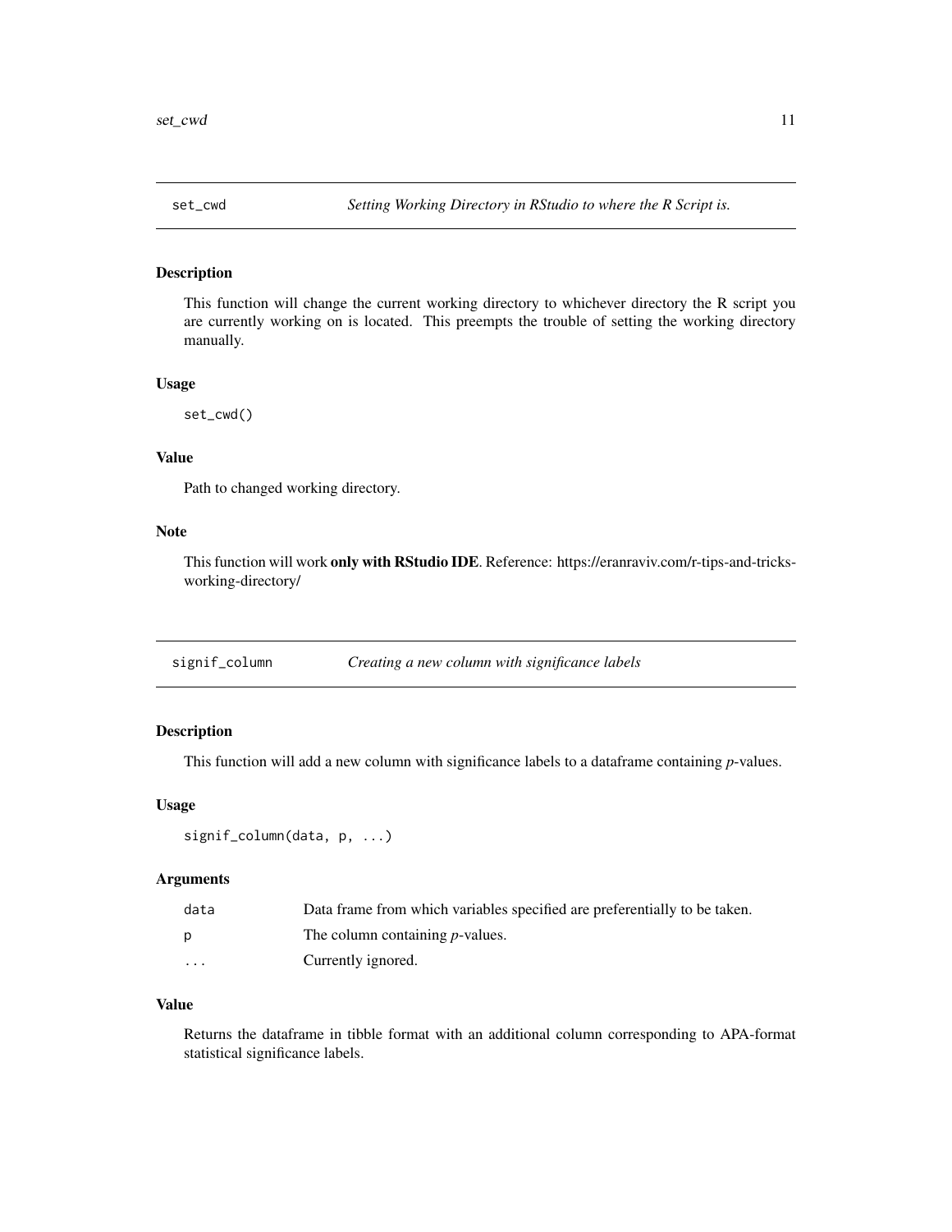## set_cwd *Setting Working Directory in RStudio to where the R Script is.*

### Description

This function will change the current working directory to whichever directory the R script you are currently working on is located. This preempts the trouble of setting the working directory manually.

### Usage

```
set_cwd()
```

### Value

Path to changed working directory.

### Note

This function will work **only with RStudio IDE**. Reference: https://eranraviv.com/r-tips-and-tricks-working-directory/

## signif_column *Creating a new column with significance labels*

### Description

This function will add a new column with significance labels to a dataframe containing *p*-values.

### Usage

```
signif_column(data, p, ...)
```

### Arguments

| | |
|---|---|
| data | Data frame from which variables specified are preferentially to be taken. |
| p | The column containing *p*-values. |
| ... | Currently ignored. |

### Value

Returns the dataframe in tibble format with an additional column corresponding to APA-format statistical significance labels.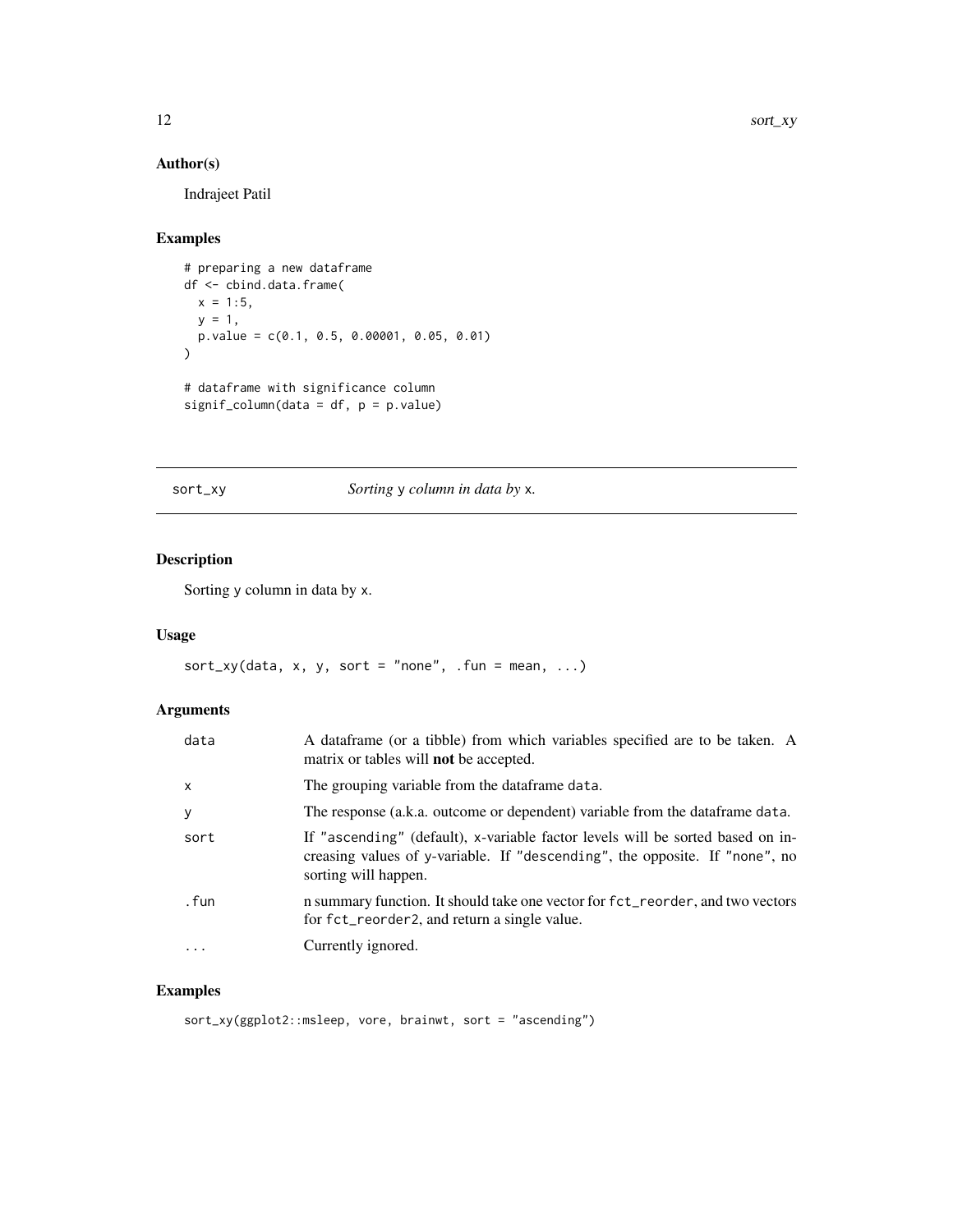## Author(s)

Indrajeet Patil

## Examples

```
# preparing a new dataframe
df <- cbind.data.frame(
  x = 1:5,
  y = 1,
  p.value = c(0.1, 0.5, 0.00001, 0.05, 0.01)
)

# dataframe with significance column
signif_column(data = df, p = p.value)
```

---

# sort_xy — *Sorting* y *column in data by* x.

## Description

Sorting y column in data by x.

## Usage

```
sort_xy(data, x, y, sort = "none", .fun = mean, ...)
```

## Arguments

| Argument | Description |
|---|---|
| data | A dataframe (or a tibble) from which variables specified are to be taken. A matrix or tables will **not** be accepted. |
| x | The grouping variable from the dataframe data. |
| y | The response (a.k.a. outcome or dependent) variable from the dataframe data. |
| sort | If "ascending" (default), x-variable factor levels will be sorted based on increasing values of y-variable. If "descending", the opposite. If "none", no sorting will happen. |
| .fun | n summary function. It should take one vector for fct_reorder, and two vectors for fct_reorder2, and return a single value. |
| ... | Currently ignored. |

## Examples

```
sort_xy(ggplot2::msleep, vore, brainwt, sort = "ascending")
```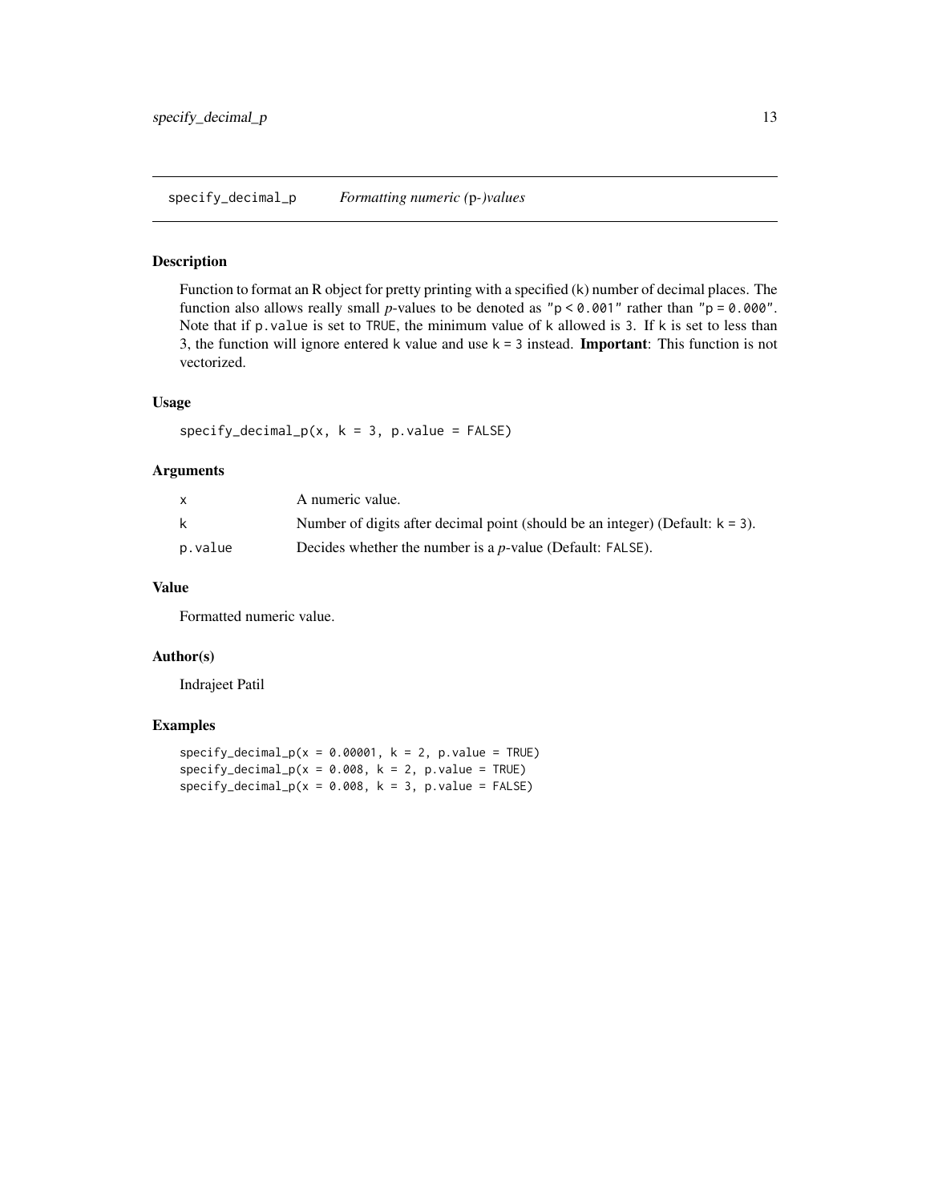## specify_decimal_p — *Formatting numeric (p-)values*

### Description

Function to format an R object for pretty printing with a specified (k) number of decimal places. The function also allows really small *p*-values to be denoted as `"p < 0.001"` rather than `"p = 0.000"`. Note that if `p.value` is set to `TRUE`, the minimum value of `k` allowed is `3`. If `k` is set to less than 3, the function will ignore entered `k` value and use `k = 3` instead. **Important**: This function is not vectorized.

### Usage

```
specify_decimal_p(x, k = 3, p.value = FALSE)
```

### Arguments

| | |
|---|---|
| `x` | A numeric value. |
| `k` | Number of digits after decimal point (should be an integer) (Default: `k = 3`). |
| `p.value` | Decides whether the number is a *p*-value (Default: `FALSE`). |

### Value

Formatted numeric value.

### Author(s)

Indrajeet Patil

### Examples

```
specify_decimal_p(x = 0.00001, k = 2, p.value = TRUE)
specify_decimal_p(x = 0.008, k = 2, p.value = TRUE)
specify_decimal_p(x = 0.008, k = 3, p.value = FALSE)
```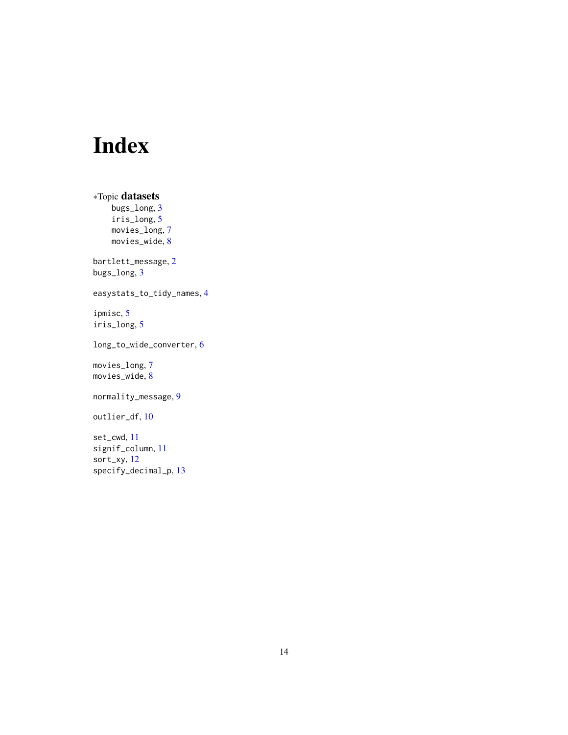# Index

*Topic **datasets**

- bugs_long, 3
- iris_long, 5
- movies_long, 7
- movies_wide, 8

bartlett_message, 2
bugs_long, 3

easystats_to_tidy_names, 4

ipmisc, 5
iris_long, 5

long_to_wide_converter, 6

movies_long, 7
movies_wide, 8

normality_message, 9

outlier_df, 10

set_cwd, 11
signif_column, 11
sort_xy, 12
specify_decimal_p, 13